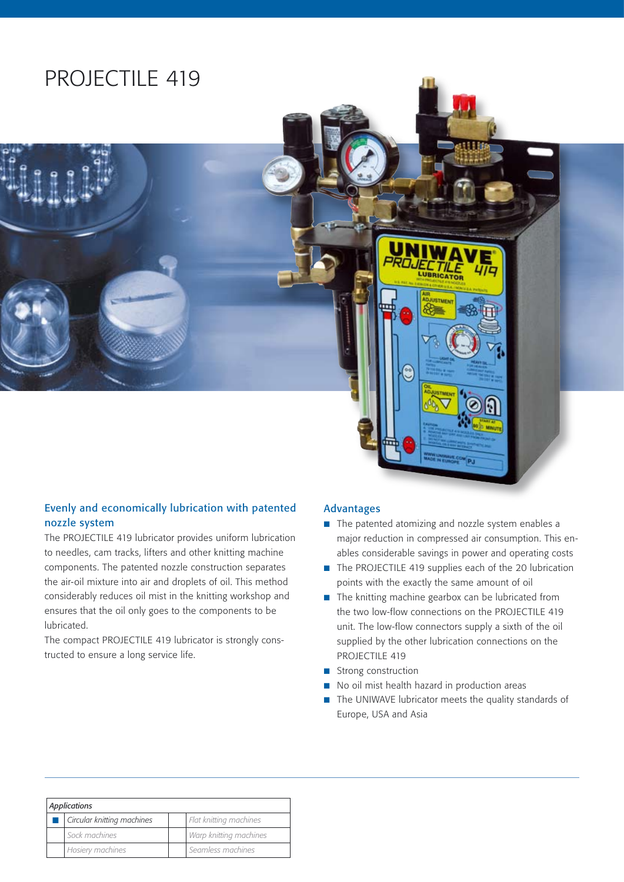# PROJECTILE 419

## Evenly and economically lubrication with patented nozzle system

The PROJECTILE 419 lubricator provides uniform lubrication to needles, cam tracks, lifters and other knitting machine components. The patented nozzle construction separates the air-oil mixture into air and droplets of oil. This method considerably reduces oil mist in the knitting workshop and ensures that the oil only goes to the components to be lubricated.

The compact PROJECTILE 419 lubricator is strongly constructed to ensure a long service life.

## Advantages

- The patented atomizing and nozzle system enables a major reduction in compressed air consumption. This enables considerable savings in power and operating costs
- The PROJECTILE 419 supplies each of the 20 lubrication points with the exactly the same amount of oil
- The knitting machine gearbox can be lubricated from the two low-flow connections on the PROJECTILE 419 unit. The low-flow connectors supply a sixth of the oil supplied by the other lubrication connections on the PROJECTILE 419
- Strong construction
- No oil mist health hazard in production areas
- The UNIWAVE lubricator meets the quality standards of Europe, USA and Asia

| *Applications* | | | |
|---|---|---|---|
| ■ | *Circular knitting machines* | | *Flat knitting machines* |
| | *Sock machines* | | *Warp knitting machines* |
| | *Hosiery machines* | | *Seamless machines* |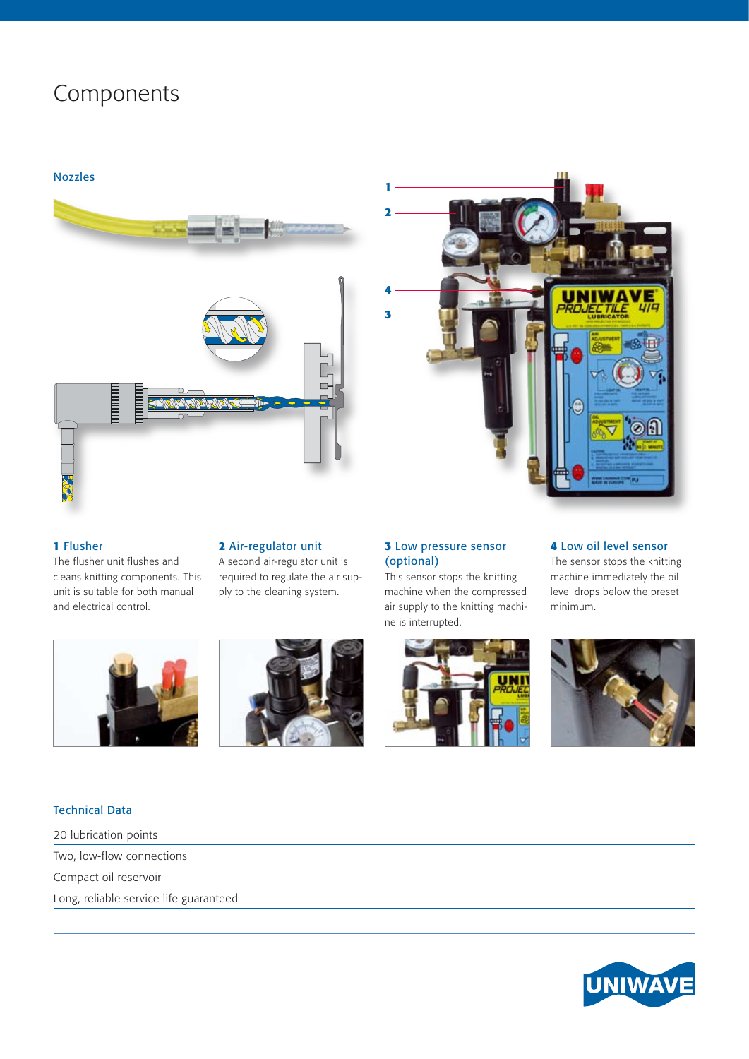# Components

Nozzles

### 1 Flusher

The flusher unit flushes and cleans knitting components. This unit is suitable for both manual and electrical control.

### 2 Air-regulator unit

A second air-regulator unit is required to regulate the air supply to the cleaning system.

### 3 Low pressure sensor (optional)

This sensor stops the knitting machine when the compressed air supply to the knitting machine is interrupted.

### 4 Low oil level sensor

The sensor stops the knitting machine immediately the oil level drops below the preset minimum.

## Technical Data

- 20 lubrication points
- Two, low-flow connections
- Compact oil reservoir
- Long, reliable service life guaranteed